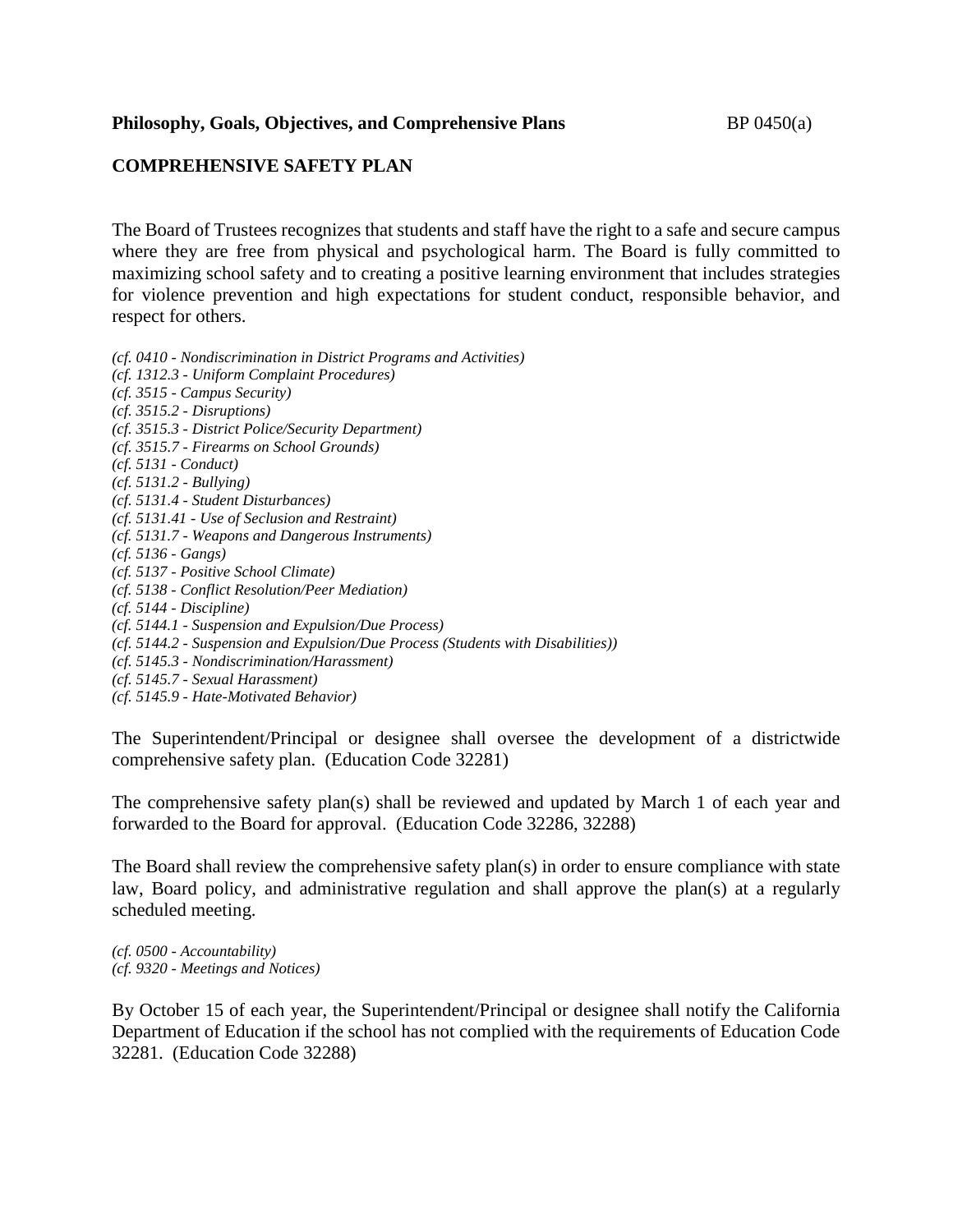**Philosophy, Goals, Objectives, and Comprehensive Plans** BP 0450(a)

## COMPREHENSIVE SAFETY PLAN

The Board of Trustees recognizes that students and staff have the right to a safe and secure campus where they are free from physical and psychological harm. The Board is fully committed to maximizing school safety and to creating a positive learning environment that includes strategies for violence prevention and high expectations for student conduct, responsible behavior, and respect for others.

*(cf. 0410 - Nondiscrimination in District Programs and Activities)*
*(cf. 1312.3 - Uniform Complaint Procedures)*
*(cf. 3515 - Campus Security)*
*(cf. 3515.2 - Disruptions)*
*(cf. 3515.3 - District Police/Security Department)*
*(cf. 3515.7 - Firearms on School Grounds)*
*(cf. 5131 - Conduct)*
*(cf. 5131.2 - Bullying)*
*(cf. 5131.4 - Student Disturbances)*
*(cf. 5131.41 - Use of Seclusion and Restraint)*
*(cf. 5131.7 - Weapons and Dangerous Instruments)*
*(cf. 5136 - Gangs)*
*(cf. 5137 - Positive School Climate)*
*(cf. 5138 - Conflict Resolution/Peer Mediation)*
*(cf. 5144 - Discipline)*
*(cf. 5144.1 - Suspension and Expulsion/Due Process)*
*(cf. 5144.2 - Suspension and Expulsion/Due Process (Students with Disabilities))*
*(cf. 5145.3 - Nondiscrimination/Harassment)*
*(cf. 5145.7 - Sexual Harassment)*
*(cf. 5145.9 - Hate-Motivated Behavior)*

The Superintendent/Principal or designee shall oversee the development of a districtwide comprehensive safety plan. (Education Code 32281)

The comprehensive safety plan(s) shall be reviewed and updated by March 1 of each year and forwarded to the Board for approval. (Education Code 32286, 32288)

The Board shall review the comprehensive safety plan(s) in order to ensure compliance with state law, Board policy, and administrative regulation and shall approve the plan(s) at a regularly scheduled meeting.

*(cf. 0500 - Accountability)*
*(cf. 9320 - Meetings and Notices)*

By October 15 of each year, the Superintendent/Principal or designee shall notify the California Department of Education if the school has not complied with the requirements of Education Code 32281. (Education Code 32288)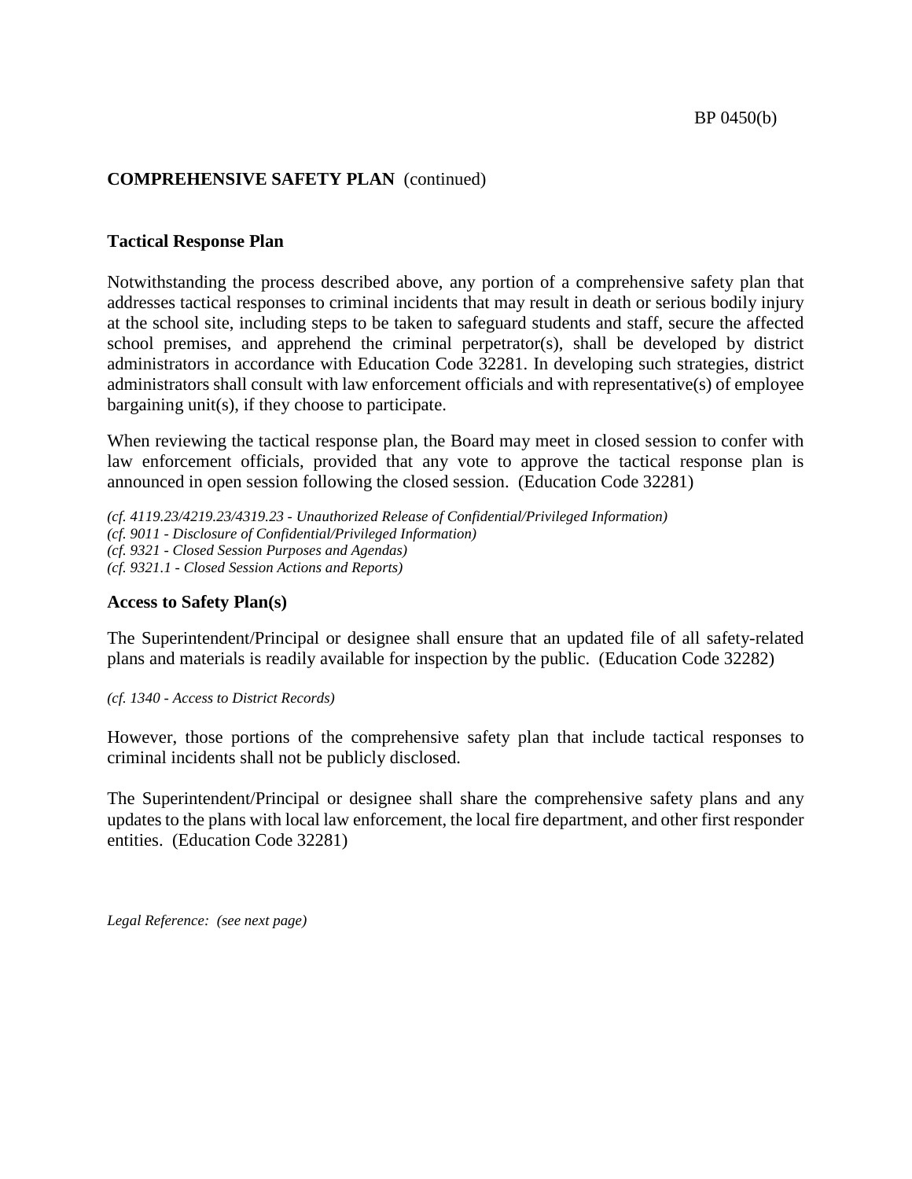**COMPREHENSIVE SAFETY PLAN** (continued)

**Tactical Response Plan**

Notwithstanding the process described above, any portion of a comprehensive safety plan that addresses tactical responses to criminal incidents that may result in death or serious bodily injury at the school site, including steps to be taken to safeguard students and staff, secure the affected school premises, and apprehend the criminal perpetrator(s), shall be developed by district administrators in accordance with Education Code 32281. In developing such strategies, district administrators shall consult with law enforcement officials and with representative(s) of employee bargaining unit(s), if they choose to participate.

When reviewing the tactical response plan, the Board may meet in closed session to confer with law enforcement officials, provided that any vote to approve the tactical response plan is announced in open session following the closed session. (Education Code 32281)

*(cf. 4119.23/4219.23/4319.23 - Unauthorized Release of Confidential/Privileged Information)*
*(cf. 9011 - Disclosure of Confidential/Privileged Information)*
*(cf. 9321 - Closed Session Purposes and Agendas)*
*(cf. 9321.1 - Closed Session Actions and Reports)*

**Access to Safety Plan(s)**

The Superintendent/Principal or designee shall ensure that an updated file of all safety-related plans and materials is readily available for inspection by the public. (Education Code 32282)

*(cf. 1340 - Access to District Records)*

However, those portions of the comprehensive safety plan that include tactical responses to criminal incidents shall not be publicly disclosed.

The Superintendent/Principal or designee shall share the comprehensive safety plans and any updates to the plans with local law enforcement, the local fire department, and other first responder entities. (Education Code 32281)

*Legal Reference: (see next page)*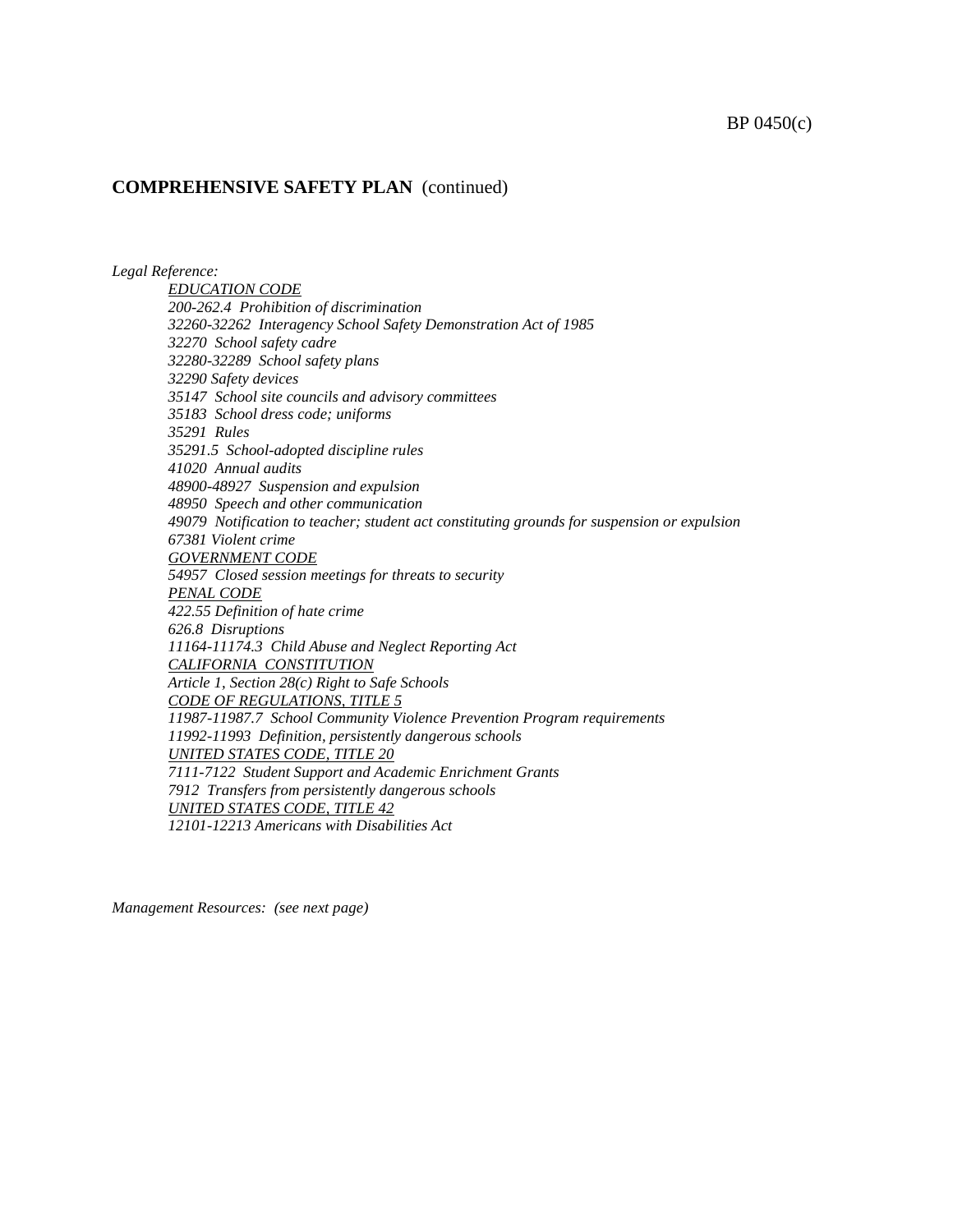## COMPREHENSIVE SAFETY PLAN (continued)

*Legal Reference:*

*EDUCATION CODE*
*200-262.4 Prohibition of discrimination*
*32260-32262 Interagency School Safety Demonstration Act of 1985*
*32270 School safety cadre*
*32280-32289 School safety plans*
*32290 Safety devices*
*35147 School site councils and advisory committees*
*35183 School dress code; uniforms*
*35291 Rules*
*35291.5 School-adopted discipline rules*
*41020 Annual audits*
*48900-48927 Suspension and expulsion*
*48950 Speech and other communication*
*49079 Notification to teacher; student act constituting grounds for suspension or expulsion*
*67381 Violent crime*
*GOVERNMENT CODE*
*54957 Closed session meetings for threats to security*
*PENAL CODE*
*422.55 Definition of hate crime*
*626.8 Disruptions*
*11164-11174.3 Child Abuse and Neglect Reporting Act*
*CALIFORNIA CONSTITUTION*
*Article 1, Section 28(c) Right to Safe Schools*
*CODE OF REGULATIONS, TITLE 5*
*11987-11987.7 School Community Violence Prevention Program requirements*
*11992-11993 Definition, persistently dangerous schools*
*UNITED STATES CODE, TITLE 20*
*7111-7122 Student Support and Academic Enrichment Grants*
*7912 Transfers from persistently dangerous schools*
*UNITED STATES CODE, TITLE 42*
*12101-12213 Americans with Disabilities Act*

*Management Resources: (see next page)*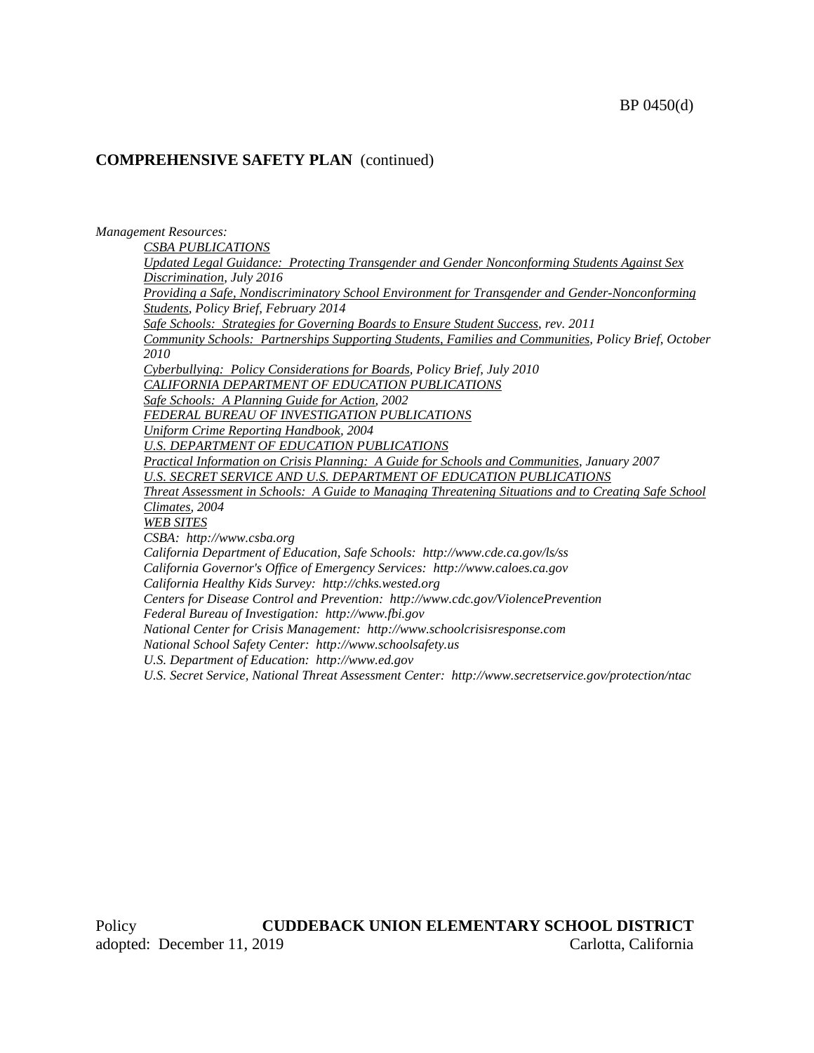## COMPREHENSIVE SAFETY PLAN (continued)

*Management Resources:*

*CSBA PUBLICATIONS*

*Updated Legal Guidance: Protecting Transgender and Gender Nonconforming Students Against Sex Discrimination, July 2016*

*Providing a Safe, Nondiscriminatory School Environment for Transgender and Gender-Nonconforming Students, Policy Brief, February 2014*

*Safe Schools: Strategies for Governing Boards to Ensure Student Success, rev. 2011*

*Community Schools: Partnerships Supporting Students, Families and Communities, Policy Brief, October 2010*

*Cyberbullying: Policy Considerations for Boards, Policy Brief, July 2010*

*CALIFORNIA DEPARTMENT OF EDUCATION PUBLICATIONS*

*Safe Schools: A Planning Guide for Action, 2002*

*FEDERAL BUREAU OF INVESTIGATION PUBLICATIONS*

*Uniform Crime Reporting Handbook, 2004*

*U.S. DEPARTMENT OF EDUCATION PUBLICATIONS*

*Practical Information on Crisis Planning: A Guide for Schools and Communities, January 2007*

*U.S. SECRET SERVICE AND U.S. DEPARTMENT OF EDUCATION PUBLICATIONS*

*Threat Assessment in Schools: A Guide to Managing Threatening Situations and to Creating Safe School Climates, 2004*

*WEB SITES*

*CSBA: http://www.csba.org*

*California Department of Education, Safe Schools: http://www.cde.ca.gov/ls/ss*

*California Governor's Office of Emergency Services: http://www.caloes.ca.gov*

*California Healthy Kids Survey: http://chks.wested.org*

*Centers for Disease Control and Prevention: http://www.cdc.gov/ViolencePrevention*

*Federal Bureau of Investigation: http://www.fbi.gov*

*National Center for Crisis Management: http://www.schoolcrisisresponse.com*

*National School Safety Center: http://www.schoolsafety.us*

*U.S. Department of Education: http://www.ed.gov*

*U.S. Secret Service, National Threat Assessment Center: http://www.secretservice.gov/protection/ntac*

Policy **CUDDEBACK UNION ELEMENTARY SCHOOL DISTRICT**
adopted: December 11, 2019 Carlotta, California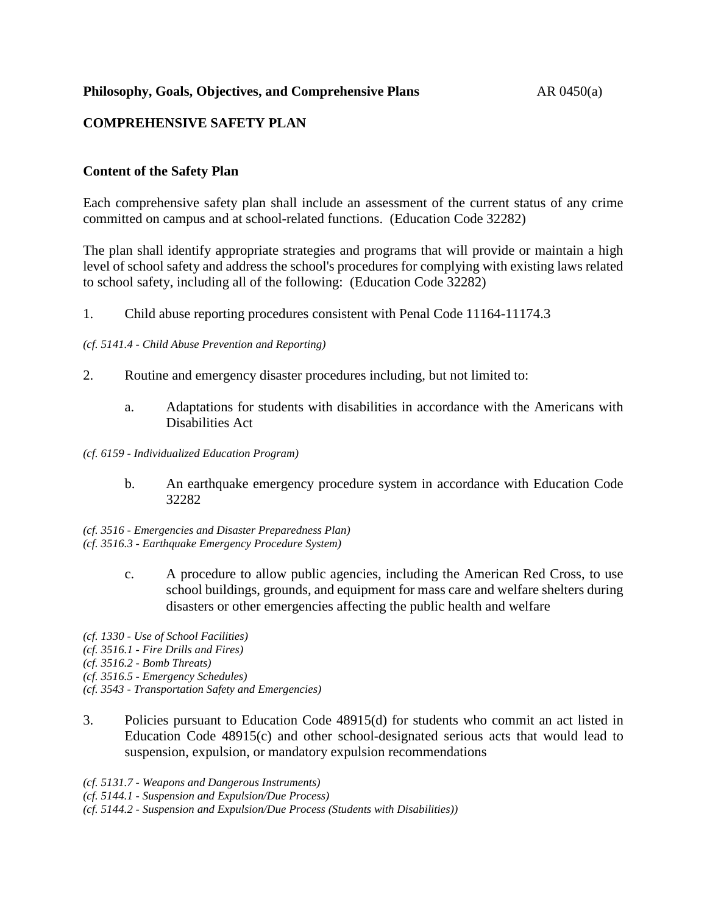**Philosophy, Goals, Objectives, and Comprehensive Plans** AR 0450(a)

## COMPREHENSIVE SAFETY PLAN

### Content of the Safety Plan

Each comprehensive safety plan shall include an assessment of the current status of any crime committed on campus and at school-related functions. (Education Code 32282)

The plan shall identify appropriate strategies and programs that will provide or maintain a high level of school safety and address the school's procedures for complying with existing laws related to school safety, including all of the following: (Education Code 32282)

1. Child abuse reporting procedures consistent with Penal Code 11164-11174.3

*(cf. 5141.4 - Child Abuse Prevention and Reporting)*

2. Routine and emergency disaster procedures including, but not limited to:

   a. Adaptations for students with disabilities in accordance with the Americans with Disabilities Act

*(cf. 6159 - Individualized Education Program)*

   b. An earthquake emergency procedure system in accordance with Education Code 32282

*(cf. 3516 - Emergencies and Disaster Preparedness Plan)*
*(cf. 3516.3 - Earthquake Emergency Procedure System)*

   c. A procedure to allow public agencies, including the American Red Cross, to use school buildings, grounds, and equipment for mass care and welfare shelters during disasters or other emergencies affecting the public health and welfare

*(cf. 1330 - Use of School Facilities)*
*(cf. 3516.1 - Fire Drills and Fires)*
*(cf. 3516.2 - Bomb Threats)*
*(cf. 3516.5 - Emergency Schedules)*
*(cf. 3543 - Transportation Safety and Emergencies)*

3. Policies pursuant to Education Code 48915(d) for students who commit an act listed in Education Code 48915(c) and other school-designated serious acts that would lead to suspension, expulsion, or mandatory expulsion recommendations

*(cf. 5131.7 - Weapons and Dangerous Instruments)*
*(cf. 5144.1 - Suspension and Expulsion/Due Process)*
*(cf. 5144.2 - Suspension and Expulsion/Due Process (Students with Disabilities))*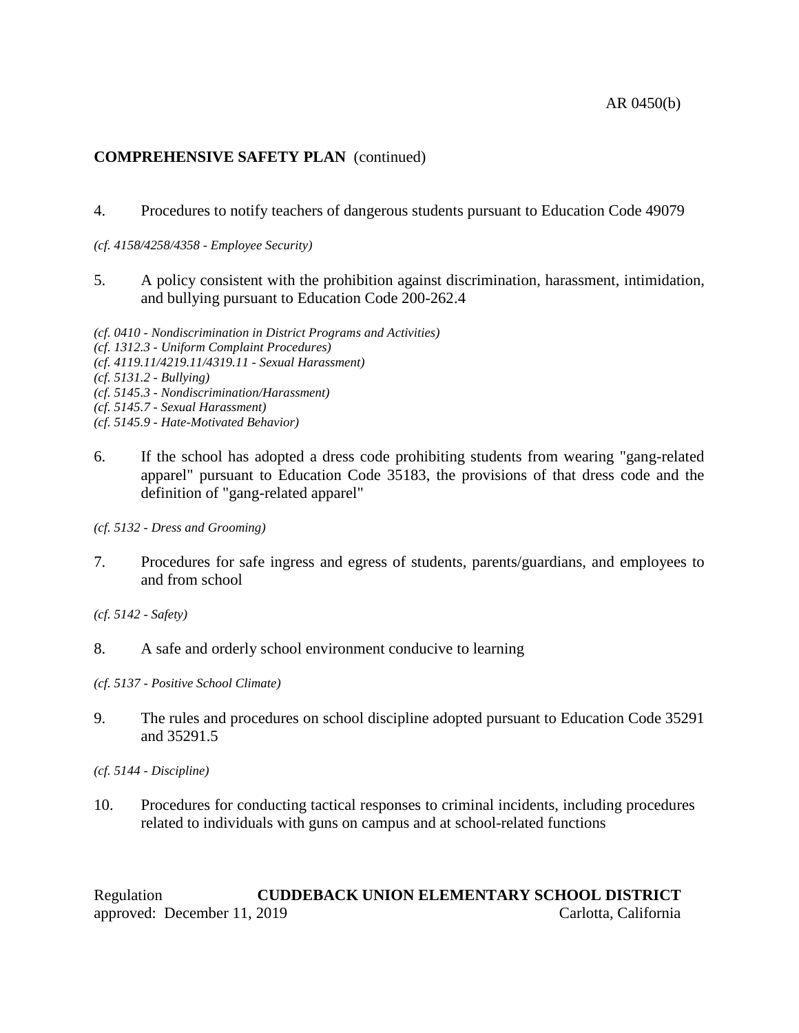**COMPREHENSIVE SAFETY PLAN** (continued)

4. Procedures to notify teachers of dangerous students pursuant to Education Code 49079

*(cf. 4158/4258/4358 - Employee Security)*

5. A policy consistent with the prohibition against discrimination, harassment, intimidation, and bullying pursuant to Education Code 200-262.4

*(cf. 0410 - Nondiscrimination in District Programs and Activities)*
*(cf. 1312.3 - Uniform Complaint Procedures)*
*(cf. 4119.11/4219.11/4319.11 - Sexual Harassment)*
*(cf. 5131.2 - Bullying)*
*(cf. 5145.3 - Nondiscrimination/Harassment)*
*(cf. 5145.7 - Sexual Harassment)*
*(cf. 5145.9 - Hate-Motivated Behavior)*

6. If the school has adopted a dress code prohibiting students from wearing "gang-related apparel" pursuant to Education Code 35183, the provisions of that dress code and the definition of "gang-related apparel"

*(cf. 5132 - Dress and Grooming)*

7. Procedures for safe ingress and egress of students, parents/guardians, and employees to and from school

*(cf. 5142 - Safety)*

8. A safe and orderly school environment conducive to learning

*(cf. 5137 - Positive School Climate)*

9. The rules and procedures on school discipline adopted pursuant to Education Code 35291 and 35291.5

*(cf. 5144 - Discipline)*

10. Procedures for conducting tactical responses to criminal incidents, including procedures related to individuals with guns on campus and at school-related functions

Regulation approved: December 11, 2019 **CUDDEBACK UNION ELEMENTARY SCHOOL DISTRICT** Carlotta, California